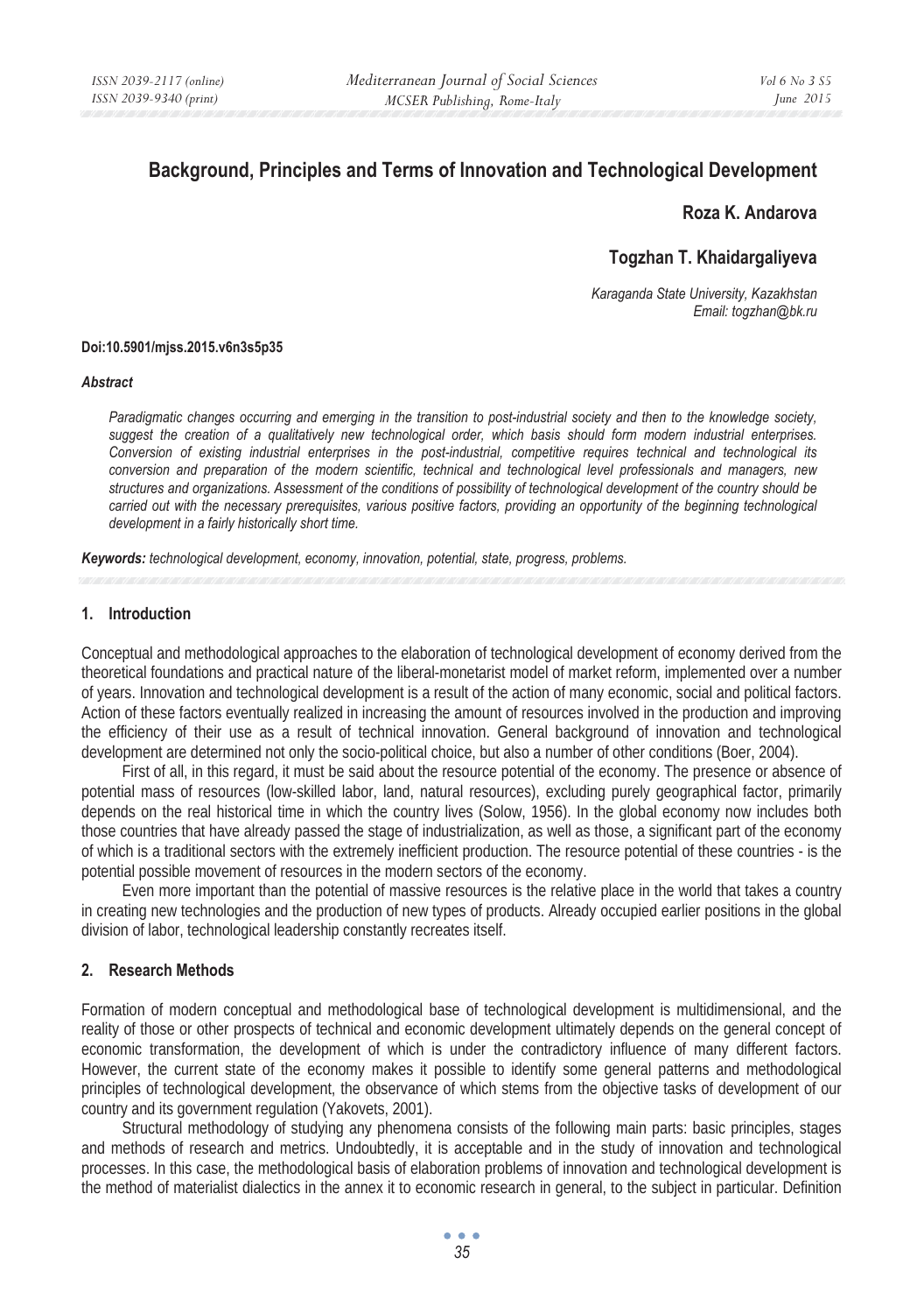# Background, Principles and Terms of Innovation and Technological Development

**Roza K. Andarova**

**Togzhan T. Khaidargaliyeva**

*Karaganda State University, Kazakhstan*
*Email: togzhan@bk.ru*

**Doi:10.5901/mjss.2015.v6n3s5p35**

***Abstract***

*Paradigmatic changes occurring and emerging in the transition to post-industrial society and then to the knowledge society, suggest the creation of a qualitatively new technological order, which basis should form modern industrial enterprises. Conversion of existing industrial enterprises in the post-industrial, competitive requires technical and technological its conversion and preparation of the modern scientific, technical and technological level professionals and managers, new structures and organizations. Assessment of the conditions of possibility of technological development of the country should be carried out with the necessary prerequisites, various positive factors, providing an opportunity of the beginning technological development in a fairly historically short time.*

***Keywords:*** *technological development, economy, innovation, potential, state, progress, problems.*

## 1. Introduction

Conceptual and methodological approaches to the elaboration of technological development of economy derived from the theoretical foundations and practical nature of the liberal-monetarist model of market reform, implemented over a number of years. Innovation and technological development is a result of the action of many economic, social and political factors. Action of these factors eventually realized in increasing the amount of resources involved in the production and improving the efficiency of their use as a result of technical innovation. General background of innovation and technological development are determined not only the socio-political choice, but also a number of other conditions (Boer, 2004).

First of all, in this regard, it must be said about the resource potential of the economy. The presence or absence of potential mass of resources (low-skilled labor, land, natural resources), excluding purely geographical factor, primarily depends on the real historical time in which the country lives (Solow, 1956). In the global economy now includes both those countries that have already passed the stage of industrialization, as well as those, a significant part of the economy of which is a traditional sectors with the extremely inefficient production. The resource potential of these countries - is the potential possible movement of resources in the modern sectors of the economy.

Even more important than the potential of massive resources is the relative place in the world that takes a country in creating new technologies and the production of new types of products. Already occupied earlier positions in the global division of labor, technological leadership constantly recreates itself.

## 2. Research Methods

Formation of modern conceptual and methodological base of technological development is multidimensional, and the reality of those or other prospects of technical and economic development ultimately depends on the general concept of economic transformation, the development of which is under the contradictory influence of many different factors. However, the current state of the economy makes it possible to identify some general patterns and methodological principles of technological development, the observance of which stems from the objective tasks of development of our country and its government regulation (Yakovets, 2001).

Structural methodology of studying any phenomena consists of the following main parts: basic principles, stages and methods of research and metrics. Undoubtedly, it is acceptable and in the study of innovation and technological processes. In this case, the methodological basis of elaboration problems of innovation and technological development is the method of materialist dialectics in the annex it to economic research in general, to the subject in particular. Definition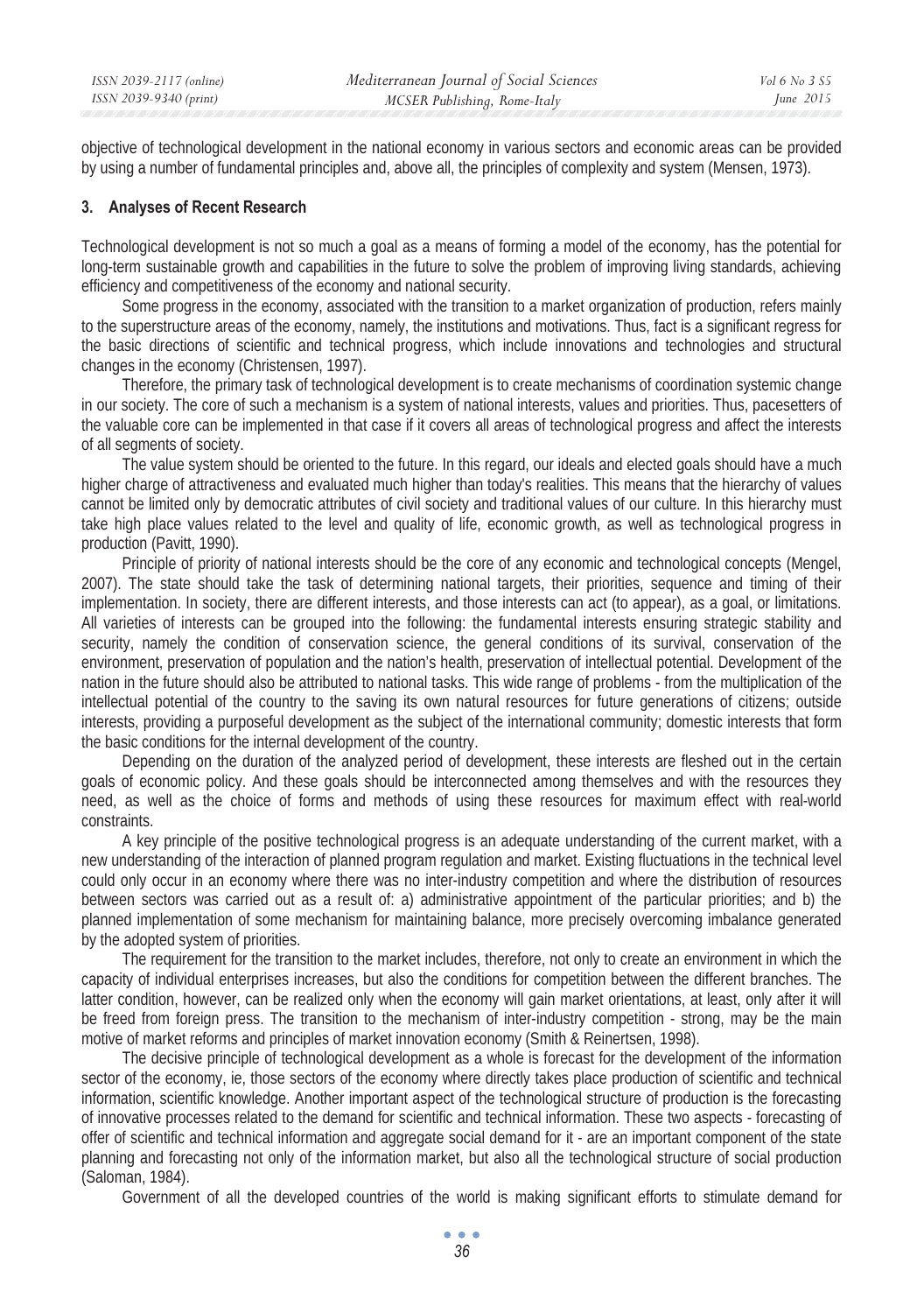objective of technological development in the national economy in various sectors and economic areas can be provided by using a number of fundamental principles and, above all, the principles of complexity and system (Mensen, 1973).

## 3. Analyses of Recent Research

Technological development is not so much a goal as a means of forming a model of the economy, has the potential for long-term sustainable growth and capabilities in the future to solve the problem of improving living standards, achieving efficiency and competitiveness of the economy and national security.

Some progress in the economy, associated with the transition to a market organization of production, refers mainly to the superstructure areas of the economy, namely, the institutions and motivations. Thus, fact is a significant regress for the basic directions of scientific and technical progress, which include innovations and technologies and structural changes in the economy (Christensen, 1997).

Therefore, the primary task of technological development is to create mechanisms of coordination systemic change in our society. The core of such a mechanism is a system of national interests, values and priorities. Thus, pacesetters of the valuable core can be implemented in that case if it covers all areas of technological progress and affect the interests of all segments of society.

The value system should be oriented to the future. In this regard, our ideals and elected goals should have a much higher charge of attractiveness and evaluated much higher than today's realities. This means that the hierarchy of values cannot be limited only by democratic attributes of civil society and traditional values of our culture. In this hierarchy must take high place values related to the level and quality of life, economic growth, as well as technological progress in production (Pavitt, 1990).

Principle of priority of national interests should be the core of any economic and technological concepts (Mengel, 2007). The state should take the task of determining national targets, their priorities, sequence and timing of their implementation. In society, there are different interests, and those interests can act (to appear), as a goal, or limitations. All varieties of interests can be grouped into the following: the fundamental interests ensuring strategic stability and security, namely the condition of conservation science, the general conditions of its survival, conservation of the environment, preservation of population and the nation's health, preservation of intellectual potential. Development of the nation in the future should also be attributed to national tasks. This wide range of problems - from the multiplication of the intellectual potential of the country to the saving its own natural resources for future generations of citizens; outside interests, providing a purposeful development as the subject of the international community; domestic interests that form the basic conditions for the internal development of the country.

Depending on the duration of the analyzed period of development, these interests are fleshed out in the certain goals of economic policy. And these goals should be interconnected among themselves and with the resources they need, as well as the choice of forms and methods of using these resources for maximum effect with real-world constraints.

A key principle of the positive technological progress is an adequate understanding of the current market, with a new understanding of the interaction of planned program regulation and market. Existing fluctuations in the technical level could only occur in an economy where there was no inter-industry competition and where the distribution of resources between sectors was carried out as a result of: a) administrative appointment of the particular priorities; and b) the planned implementation of some mechanism for maintaining balance, more precisely overcoming imbalance generated by the adopted system of priorities.

The requirement for the transition to the market includes, therefore, not only to create an environment in which the capacity of individual enterprises increases, but also the conditions for competition between the different branches. The latter condition, however, can be realized only when the economy will gain market orientations, at least, only after it will be freed from foreign press. The transition to the mechanism of inter-industry competition - strong, may be the main motive of market reforms and principles of market innovation economy (Smith & Reinertsen, 1998).

The decisive principle of technological development as a whole is forecast for the development of the information sector of the economy, ie, those sectors of the economy where directly takes place production of scientific and technical information, scientific knowledge. Another important aspect of the technological structure of production is the forecasting of innovative processes related to the demand for scientific and technical information. These two aspects - forecasting of offer of scientific and technical information and aggregate social demand for it - are an important component of the state planning and forecasting not only of the information market, but also all the technological structure of social production (Saloman, 1984).

Government of all the developed countries of the world is making significant efforts to stimulate demand for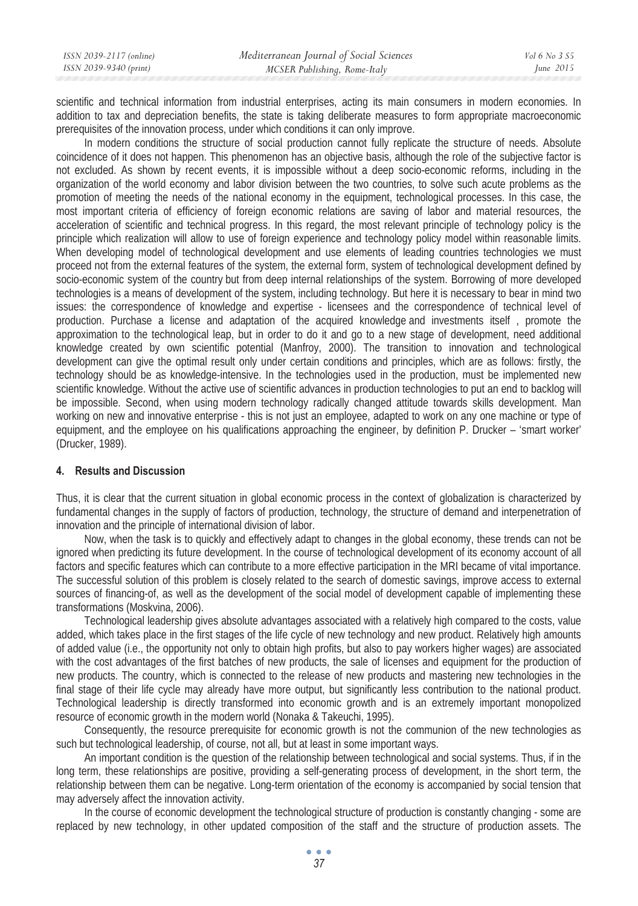scientific and technical information from industrial enterprises, acting its main consumers in modern economies. In addition to tax and depreciation benefits, the state is taking deliberate measures to form appropriate macroeconomic prerequisites of the innovation process, under which conditions it can only improve.

In modern conditions the structure of social production cannot fully replicate the structure of needs. Absolute coincidence of it does not happen. This phenomenon has an objective basis, although the role of the subjective factor is not excluded. As shown by recent events, it is impossible without a deep socio-economic reforms, including in the organization of the world economy and labor division between the two countries, to solve such acute problems as the promotion of meeting the needs of the national economy in the equipment, technological processes. In this case, the most important criteria of efficiency of foreign economic relations are saving of labor and material resources, the acceleration of scientific and technical progress. In this regard, the most relevant principle of technology policy is the principle which realization will allow to use of foreign experience and technology policy model within reasonable limits. When developing model of technological development and use elements of leading countries technologies we must proceed not from the external features of the system, the external form, system of technological development defined by socio-economic system of the country but from deep internal relationships of the system. Borrowing of more developed technologies is a means of development of the system, including technology. But here it is necessary to bear in mind two issues: the correspondence of knowledge and expertise - licensees and the correspondence of technical level of production. Purchase a license and adaptation of the acquired knowledge and investments itself , promote the approximation to the technological leap, but in order to do it and go to a new stage of development, need additional knowledge created by own scientific potential (Manfroy, 2000). The transition to innovation and technological development can give the optimal result only under certain conditions and principles, which are as follows: firstly, the technology should be as knowledge-intensive. In the technologies used in the production, must be implemented new scientific knowledge. Without the active use of scientific advances in production technologies to put an end to backlog will be impossible. Second, when using modern technology radically changed attitude towards skills development. Man working on new and innovative enterprise - this is not just an employee, adapted to work on any one machine or type of equipment, and the employee on his qualifications approaching the engineer, by definition P. Drucker – 'smart worker' (Drucker, 1989).

## 4. Results and Discussion

Thus, it is clear that the current situation in global economic process in the context of globalization is characterized by fundamental changes in the supply of factors of production, technology, the structure of demand and interpenetration of innovation and the principle of international division of labor.

Now, when the task is to quickly and effectively adapt to changes in the global economy, these trends can not be ignored when predicting its future development. In the course of technological development of its economy account of all factors and specific features which can contribute to a more effective participation in the MRI became of vital importance. The successful solution of this problem is closely related to the search of domestic savings, improve access to external sources of financing-of, as well as the development of the social model of development capable of implementing these transformations (Moskvina, 2006).

Technological leadership gives absolute advantages associated with a relatively high compared to the costs, value added, which takes place in the first stages of the life cycle of new technology and new product. Relatively high amounts of added value (i.e., the opportunity not only to obtain high profits, but also to pay workers higher wages) are associated with the cost advantages of the first batches of new products, the sale of licenses and equipment for the production of new products. The country, which is connected to the release of new products and mastering new technologies in the final stage of their life cycle may already have more output, but significantly less contribution to the national product. Technological leadership is directly transformed into economic growth and is an extremely important monopolized resource of economic growth in the modern world (Nonaka & Takeuchi, 1995).

Consequently, the resource prerequisite for economic growth is not the communion of the new technologies as such but technological leadership, of course, not all, but at least in some important ways.

An important condition is the question of the relationship between technological and social systems. Thus, if in the long term, these relationships are positive, providing a self-generating process of development, in the short term, the relationship between them can be negative. Long-term orientation of the economy is accompanied by social tension that may adversely affect the innovation activity.

In the course of economic development the technological structure of production is constantly changing - some are replaced by new technology, in other updated composition of the staff and the structure of production assets. The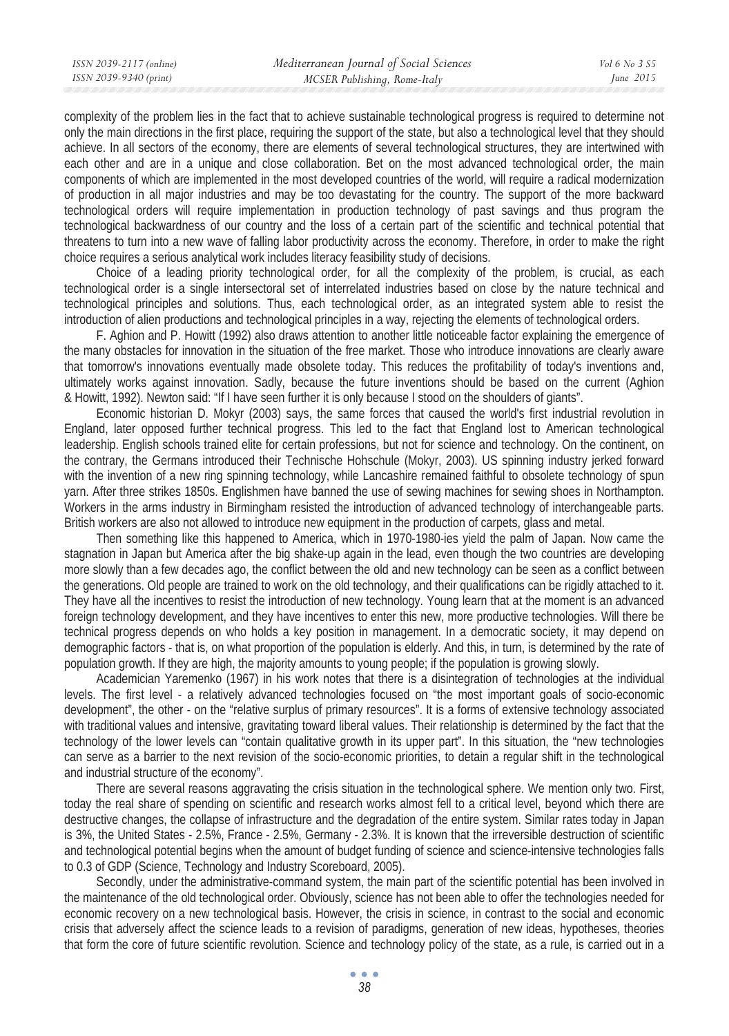complexity of the problem lies in the fact that to achieve sustainable technological progress is required to determine not only the main directions in the first place, requiring the support of the state, but also a technological level that they should achieve. In all sectors of the economy, there are elements of several technological structures, they are intertwined with each other and are in a unique and close collaboration. Bet on the most advanced technological order, the main components of which are implemented in the most developed countries of the world, will require a radical modernization of production in all major industries and may be too devastating for the country. The support of the more backward technological orders will require implementation in production technology of past savings and thus program the technological backwardness of our country and the loss of a certain part of the scientific and technical potential that threatens to turn into a new wave of falling labor productivity across the economy. Therefore, in order to make the right choice requires a serious analytical work includes literacy feasibility study of decisions.

Choice of a leading priority technological order, for all the complexity of the problem, is crucial, as each technological order is a single intersectoral set of interrelated industries based on close by the nature technical and technological principles and solutions. Thus, each technological order, as an integrated system able to resist the introduction of alien productions and technological principles in a way, rejecting the elements of technological orders.

F. Aghion and P. Howitt (1992) also draws attention to another little noticeable factor explaining the emergence of the many obstacles for innovation in the situation of the free market. Those who introduce innovations are clearly aware that tomorrow's innovations eventually made obsolete today. This reduces the profitability of today's inventions and, ultimately works against innovation. Sadly, because the future inventions should be based on the current (Aghion & Howitt, 1992). Newton said: "If I have seen further it is only because I stood on the shoulders of giants".

Economic historian D. Mokyr (2003) says, the same forces that caused the world's first industrial revolution in England, later opposed further technical progress. This led to the fact that England lost to American technological leadership. English schools trained elite for certain professions, but not for science and technology. On the continent, on the contrary, the Germans introduced their Technische Hohschule (Mokyr, 2003). US spinning industry jerked forward with the invention of a new ring spinning technology, while Lancashire remained faithful to obsolete technology of spun yarn. After three strikes 1850s. Englishmen have banned the use of sewing machines for sewing shoes in Northampton. Workers in the arms industry in Birmingham resisted the introduction of advanced technology of interchangeable parts. British workers are also not allowed to introduce new equipment in the production of carpets, glass and metal.

Then something like this happened to America, which in 1970-1980-ies yield the palm of Japan. Now came the stagnation in Japan but America after the big shake-up again in the lead, even though the two countries are developing more slowly than a few decades ago, the conflict between the old and new technology can be seen as a conflict between the generations. Old people are trained to work on the old technology, and their qualifications can be rigidly attached to it. They have all the incentives to resist the introduction of new technology. Young learn that at the moment is an advanced foreign technology development, and they have incentives to enter this new, more productive technologies. Will there be technical progress depends on who holds a key position in management. In a democratic society, it may depend on demographic factors - that is, on what proportion of the population is elderly. And this, in turn, is determined by the rate of population growth. If they are high, the majority amounts to young people; if the population is growing slowly.

Academician Yaremenko (1967) in his work notes that there is a disintegration of technologies at the individual levels. The first level - a relatively advanced technologies focused on "the most important goals of socio-economic development", the other - on the "relative surplus of primary resources". It is a forms of extensive technology associated with traditional values and intensive, gravitating toward liberal values. Their relationship is determined by the fact that the technology of the lower levels can "contain qualitative growth in its upper part". In this situation, the "new technologies can serve as a barrier to the next revision of the socio-economic priorities, to detain a regular shift in the technological and industrial structure of the economy".

There are several reasons aggravating the crisis situation in the technological sphere. We mention only two. First, today the real share of spending on scientific and research works almost fell to a critical level, beyond which there are destructive changes, the collapse of infrastructure and the degradation of the entire system. Similar rates today in Japan is 3%, the United States - 2.5%, France - 2.5%, Germany - 2.3%. It is known that the irreversible destruction of scientific and technological potential begins when the amount of budget funding of science and science-intensive technologies falls to 0.3 of GDP (Science, Technology and Industry Scoreboard, 2005).

Secondly, under the administrative-command system, the main part of the scientific potential has been involved in the maintenance of the old technological order. Obviously, science has not been able to offer the technologies needed for economic recovery on a new technological basis. However, the crisis in science, in contrast to the social and economic crisis that adversely affect the science leads to a revision of paradigms, generation of new ideas, hypotheses, theories that form the core of future scientific revolution. Science and technology policy of the state, as a rule, is carried out in a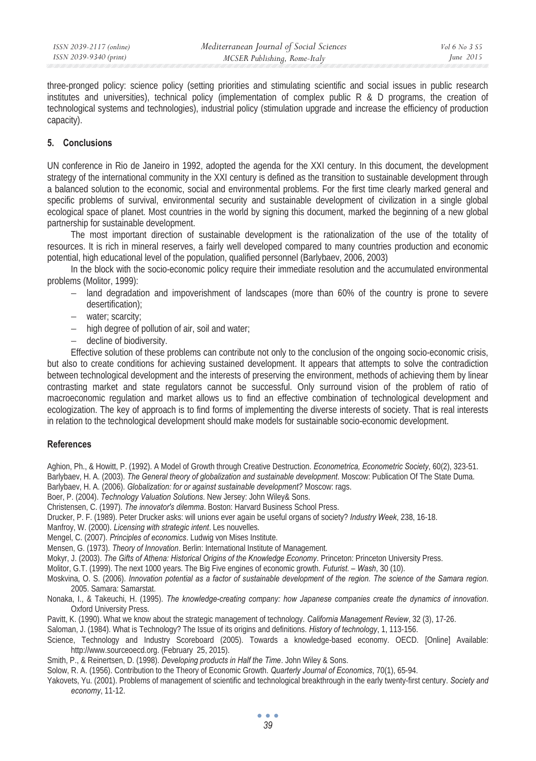three-pronged policy: science policy (setting priorities and stimulating scientific and social issues in public research institutes and universities), technical policy (implementation of complex public R & D programs, the creation of technological systems and technologies), industrial policy (stimulation upgrade and increase the efficiency of production capacity).

## 5. Conclusions

UN conference in Rio de Janeiro in 1992, adopted the agenda for the XXI century. In this document, the development strategy of the international community in the XXI century is defined as the transition to sustainable development through a balanced solution to the economic, social and environmental problems. For the first time clearly marked general and specific problems of survival, environmental security and sustainable development of civilization in a single global ecological space of planet. Most countries in the world by signing this document, marked the beginning of a new global partnership for sustainable development.

The most important direction of sustainable development is the rationalization of the use of the totality of resources. It is rich in mineral reserves, a fairly well developed compared to many countries production and economic potential, high educational level of the population, qualified personnel (Barlybaev, 2006, 2003)

In the block with the socio-economic policy require their immediate resolution and the accumulated environmental problems (Molitor, 1999):

- land degradation and impoverishment of landscapes (more than 60% of the country is prone to severe desertification);
- water; scarcity;
- high degree of pollution of air, soil and water;
- decline of biodiversity.

Effective solution of these problems can contribute not only to the conclusion of the ongoing socio-economic crisis, but also to create conditions for achieving sustained development. It appears that attempts to solve the contradiction between technological development and the interests of preserving the environment, methods of achieving them by linear contrasting market and state regulators cannot be successful. Only surround vision of the problem of ratio of macroeconomic regulation and market allows us to find an effective combination of technological development and ecologization. The key of approach is to find forms of implementing the diverse interests of society. That is real interests in relation to the technological development should make models for sustainable socio-economic development.

## References

Aghion, Ph., & Howitt, P. (1992). A Model of Growth through Creative Destruction. *Econometrica, Econometric Society*, 60(2), 323-51.

Barlybaev, H. A. (2003). *The General theory of globalization and sustainable development*. Moscow: Publication Of The State Duma.

Barlybaev, H. A. (2006). *Globalizaion: for or against sustainable development?* Moscow: rags.

Boer, P. (2004). *Technology Valuation Solutions*. New Jersey: John Wiley& Sons.

Christensen, C. (1997). *The innovator's dilemma*. Boston: Harvard Business School Press.

Drucker, P. F. (1989). Peter Drucker asks: will unions ever again be useful organs of society? *Industry Week*, 238, 16-18.

Manfroy, W. (2000). *Licensing with strategic intent*. Les nouvelles.

Mengel, C. (2007). *Principles of economics*. Ludwig von Mises Institute.

Mensen, G. (1973). *Theory of Innovation*. Berlin: International Institute of Management.

Mokyr, J. (2003). *The Gifts of Athena: Historical Origins of the Knowledge Economy*. Princeton: Princeton University Press.

Molitor, G.T. (1999). The next 1000 years. The Big Five engines of economic growth. *Futurist. – Wash*, 30 (10).

Moskvina, O. S. (2006). *Innovation potential as a factor of sustainable development of the region. The science of the Samara region*. 2005. Samara: Samarstat.

Nonaka, I., & Takeuchi, H. (1995). *The knowledge-creating company: how Japanese companies create the dynamics of innovation*. Oxford University Press.

Pavitt, K. (1990). What we know about the strategic management of technology. *California Management Review*, 32 (3), 17-26.

Saloman, J. (1984). What is Technology? The Issue of its origins and definitions. *History of technology*, 1, 113-156.

Science, Technology and Industry Scoreboard (2005). Towards a knowledge-based economy. OECD. [Online] Available: http://www.sourceoecd.org. (February 25, 2015).

Smith, P., & Reinertsen, D. (1998). *Developing products in Half the Time*. John Wiley & Sons.

Solow, R. A. (1956). Contribution to the Theory of Economic Growth. *Quarterly Journal of Economics*, 70(1), 65-94.

Yakovets, Yu. (2001). Problems of management of scientific and technological breakthrough in the early twenty-first century. *Society and economy*, 11-12.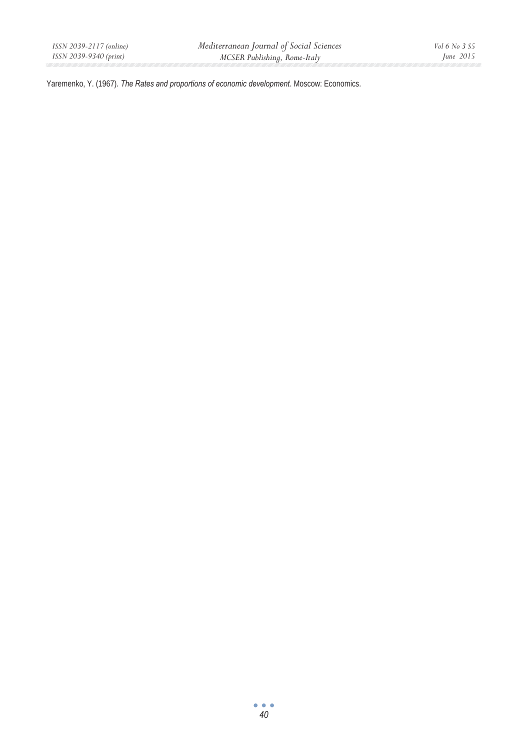Yaremenko, Y. (1967). *The Rates and proportions of economic development*. Moscow: Economics.